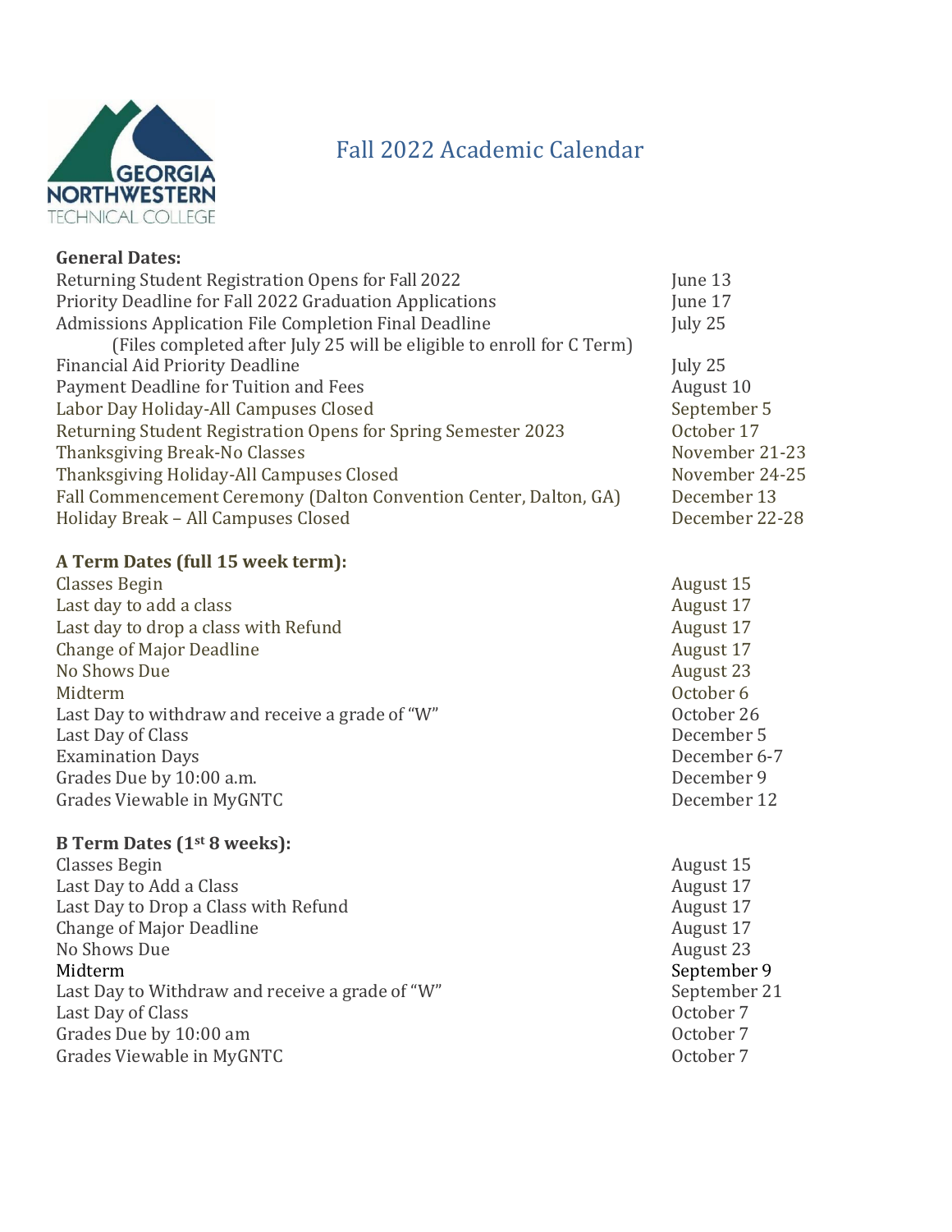# Fall 2022 Academic Calendar

**General Dates:**

| | |
|---|---|
| Returning Student Registration Opens for Fall 2022 | June 13 |
| Priority Deadline for Fall 2022 Graduation Applications | June 17 |
| Admissions Application File Completion Final Deadline (Files completed after July 25 will be eligible to enroll for C Term) | July 25 |
| Financial Aid Priority Deadline | July 25 |
| Payment Deadline for Tuition and Fees | August 10 |
| Labor Day Holiday-All Campuses Closed | September 5 |
| Returning Student Registration Opens for Spring Semester 2023 | October 17 |
| Thanksgiving Break-No Classes | November 21-23 |
| Thanksgiving Holiday-All Campuses Closed | November 24-25 |
| Fall Commencement Ceremony (Dalton Convention Center, Dalton, GA) | December 13 |
| Holiday Break – All Campuses Closed | December 22-28 |

**A Term Dates (full 15 week term):**

| | |
|---|---|
| Classes Begin | August 15 |
| Last day to add a class | August 17 |
| Last day to drop a class with Refund | August 17 |
| Change of Major Deadline | August 17 |
| No Shows Due | August 23 |
| Midterm | October 6 |
| Last Day to withdraw and receive a grade of "W" | October 26 |
| Last Day of Class | December 5 |
| Examination Days | December 6-7 |
| Grades Due by 10:00 a.m. | December 9 |
| Grades Viewable in MyGNTC | December 12 |

**B Term Dates (1st 8 weeks):**

| | |
|---|---|
| Classes Begin | August 15 |
| Last Day to Add a Class | August 17 |
| Last Day to Drop a Class with Refund | August 17 |
| Change of Major Deadline | August 17 |
| No Shows Due | August 23 |
| Midterm | September 9 |
| Last Day to Withdraw and receive a grade of "W" | September 21 |
| Last Day of Class | October 7 |
| Grades Due by 10:00 am | October 7 |
| Grades Viewable in MyGNTC | October 7 |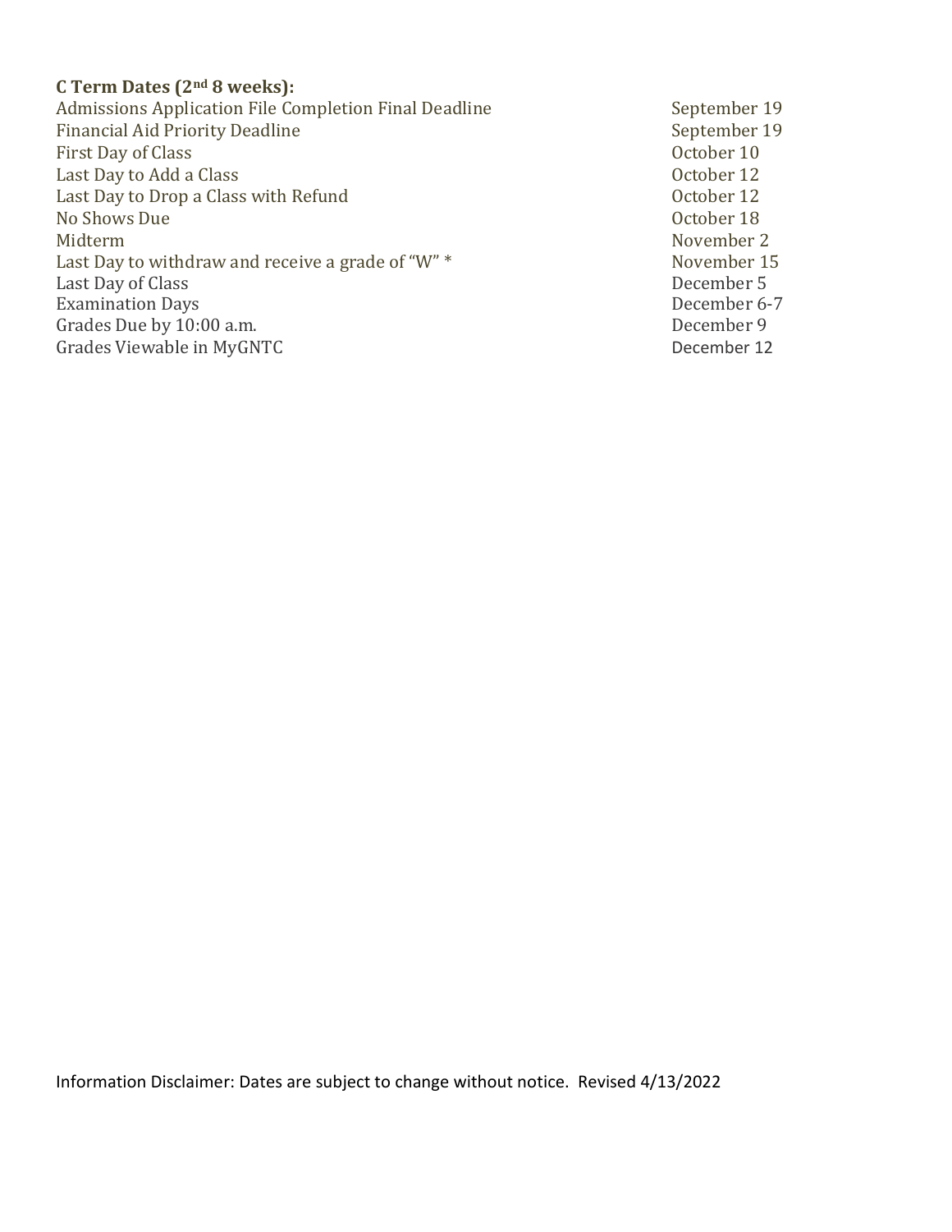**C Term Dates (2nd 8 weeks):**

| | |
|---|---|
| Admissions Application File Completion Final Deadline | September 19 |
| Financial Aid Priority Deadline | September 19 |
| First Day of Class | October 10 |
| Last Day to Add a Class | October 12 |
| Last Day to Drop a Class with Refund | October 12 |
| No Shows Due | October 18 |
| Midterm | November 2 |
| Last Day to withdraw and receive a grade of "W" * | November 15 |
| Last Day of Class | December 5 |
| Examination Days | December 6-7 |
| Grades Due by 10:00 a.m. | December 9 |
| Grades Viewable in MyGNTC | December 12 |

Information Disclaimer: Dates are subject to change without notice. Revised 4/13/2022